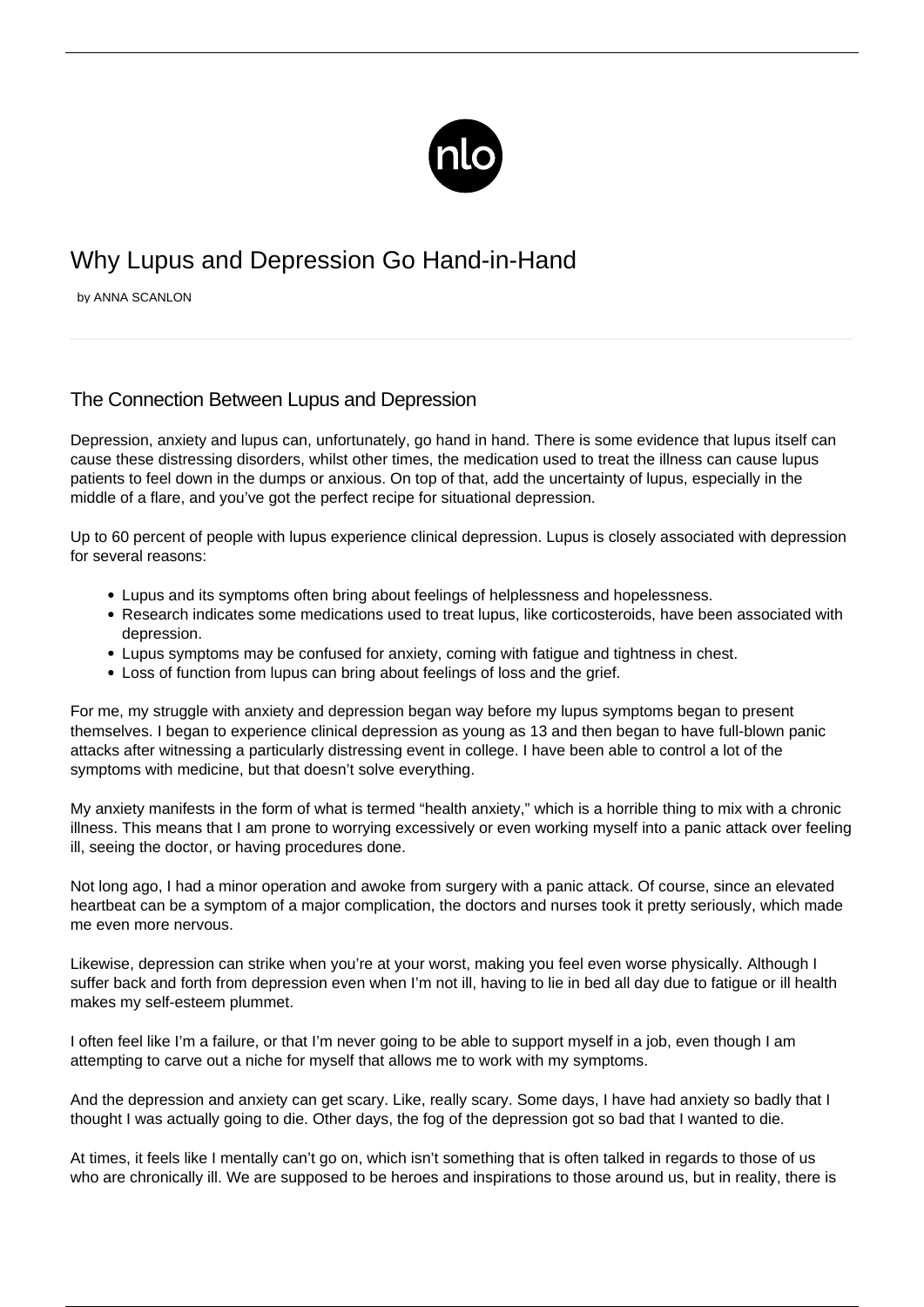# Why Lupus and Depression Go Hand-in-Hand

by ANNA SCANLON

## The Connection Between Lupus and Depression

Depression, anxiety and lupus can, unfortunately, go hand in hand. There is some evidence that lupus itself can cause these distressing disorders, whilst other times, the medication used to treat the illness can cause lupus patients to feel down in the dumps or anxious. On top of that, add the uncertainty of lupus, especially in the middle of a flare, and you've got the perfect recipe for situational depression.

Up to 60 percent of people with lupus experience clinical depression. Lupus is closely associated with depression for several reasons:

- Lupus and its symptoms often bring about feelings of helplessness and hopelessness.
- Research indicates some medications used to treat lupus, like corticosteroids, have been associated with depression.
- Lupus symptoms may be confused for anxiety, coming with fatigue and tightness in chest.
- Loss of function from lupus can bring about feelings of loss and the grief.

For me, my struggle with anxiety and depression began way before my lupus symptoms began to present themselves. I began to experience clinical depression as young as 13 and then began to have full-blown panic attacks after witnessing a particularly distressing event in college. I have been able to control a lot of the symptoms with medicine, but that doesn't solve everything.

My anxiety manifests in the form of what is termed "health anxiety," which is a horrible thing to mix with a chronic illness. This means that I am prone to worrying excessively or even working myself into a panic attack over feeling ill, seeing the doctor, or having procedures done.

Not long ago, I had a minor operation and awoke from surgery with a panic attack. Of course, since an elevated heartbeat can be a symptom of a major complication, the doctors and nurses took it pretty seriously, which made me even more nervous.

Likewise, depression can strike when you're at your worst, making you feel even worse physically. Although I suffer back and forth from depression even when I'm not ill, having to lie in bed all day due to fatigue or ill health makes my self-esteem plummet.

I often feel like I'm a failure, or that I'm never going to be able to support myself in a job, even though I am attempting to carve out a niche for myself that allows me to work with my symptoms.

And the depression and anxiety can get scary. Like, really scary. Some days, I have had anxiety so badly that I thought I was actually going to die. Other days, the fog of the depression got so bad that I wanted to die.

At times, it feels like I mentally can't go on, which isn't something that is often talked in regards to those of us who are chronically ill. We are supposed to be heroes and inspirations to those around us, but in reality, there is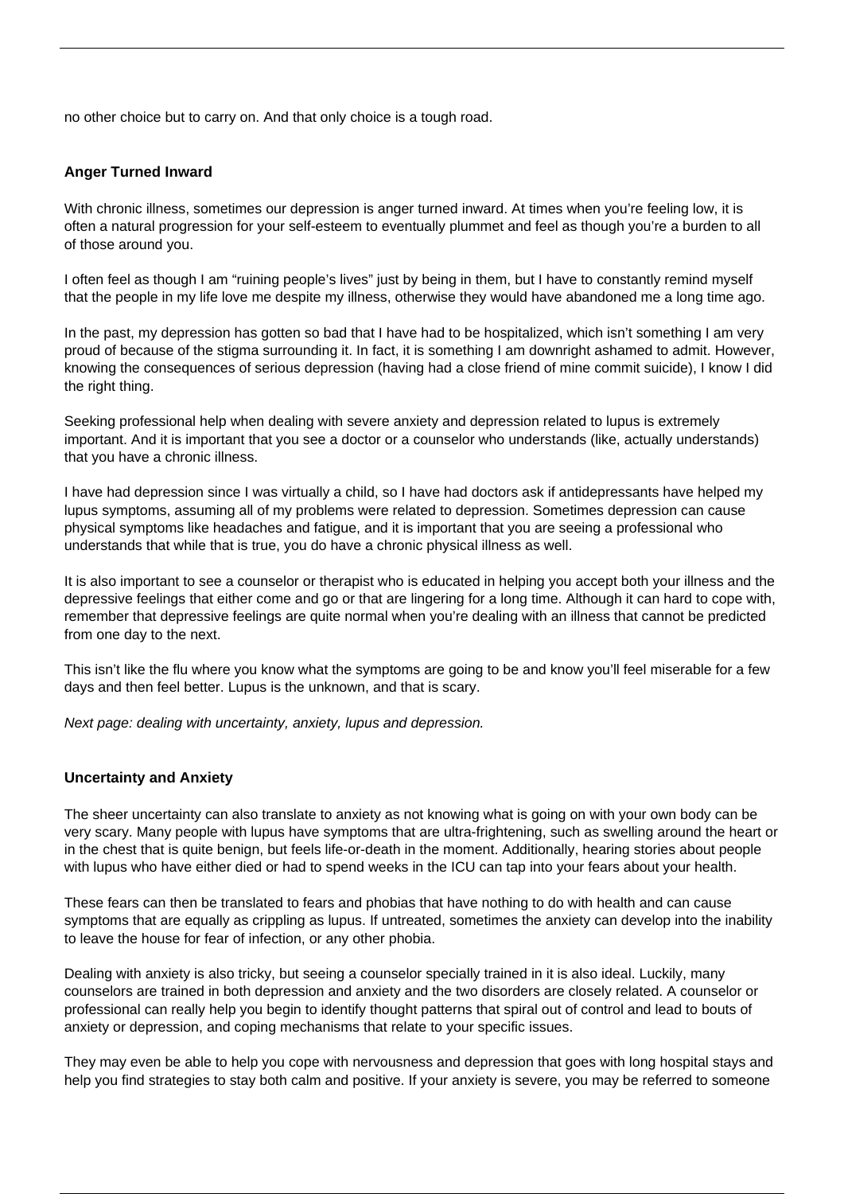no other choice but to carry on. And that only choice is a tough road.

### Anger Turned Inward

With chronic illness, sometimes our depression is anger turned inward. At times when you're feeling low, it is often a natural progression for your self-esteem to eventually plummet and feel as though you're a burden to all of those around you.

I often feel as though I am "ruining people's lives" just by being in them, but I have to constantly remind myself that the people in my life love me despite my illness, otherwise they would have abandoned me a long time ago.

In the past, my depression has gotten so bad that I have had to be hospitalized, which isn't something I am very proud of because of the stigma surrounding it. In fact, it is something I am downright ashamed to admit. However, knowing the consequences of serious depression (having had a close friend of mine commit suicide), I know I did the right thing.

Seeking professional help when dealing with severe anxiety and depression related to lupus is extremely important. And it is important that you see a doctor or a counselor who understands (like, actually understands) that you have a chronic illness.

I have had depression since I was virtually a child, so I have had doctors ask if antidepressants have helped my lupus symptoms, assuming all of my problems were related to depression. Sometimes depression can cause physical symptoms like headaches and fatigue, and it is important that you are seeing a professional who understands that while that is true, you do have a chronic physical illness as well.

It is also important to see a counselor or therapist who is educated in helping you accept both your illness and the depressive feelings that either come and go or that are lingering for a long time. Although it can hard to cope with, remember that depressive feelings are quite normal when you're dealing with an illness that cannot be predicted from one day to the next.

This isn't like the flu where you know what the symptoms are going to be and know you'll feel miserable for a few days and then feel better. Lupus is the unknown, and that is scary.

*Next page: dealing with uncertainty, anxiety, lupus and depression.*

### Uncertainty and Anxiety

The sheer uncertainty can also translate to anxiety as not knowing what is going on with your own body can be very scary. Many people with lupus have symptoms that are ultra-frightening, such as swelling around the heart or in the chest that is quite benign, but feels life-or-death in the moment. Additionally, hearing stories about people with lupus who have either died or had to spend weeks in the ICU can tap into your fears about your health.

These fears can then be translated to fears and phobias that have nothing to do with health and can cause symptoms that are equally as crippling as lupus. If untreated, sometimes the anxiety can develop into the inability to leave the house for fear of infection, or any other phobia.

Dealing with anxiety is also tricky, but seeing a counselor specially trained in it is also ideal. Luckily, many counselors are trained in both depression and anxiety and the two disorders are closely related. A counselor or professional can really help you begin to identify thought patterns that spiral out of control and lead to bouts of anxiety or depression, and coping mechanisms that relate to your specific issues.

They may even be able to help you cope with nervousness and depression that goes with long hospital stays and help you find strategies to stay both calm and positive. If your anxiety is severe, you may be referred to someone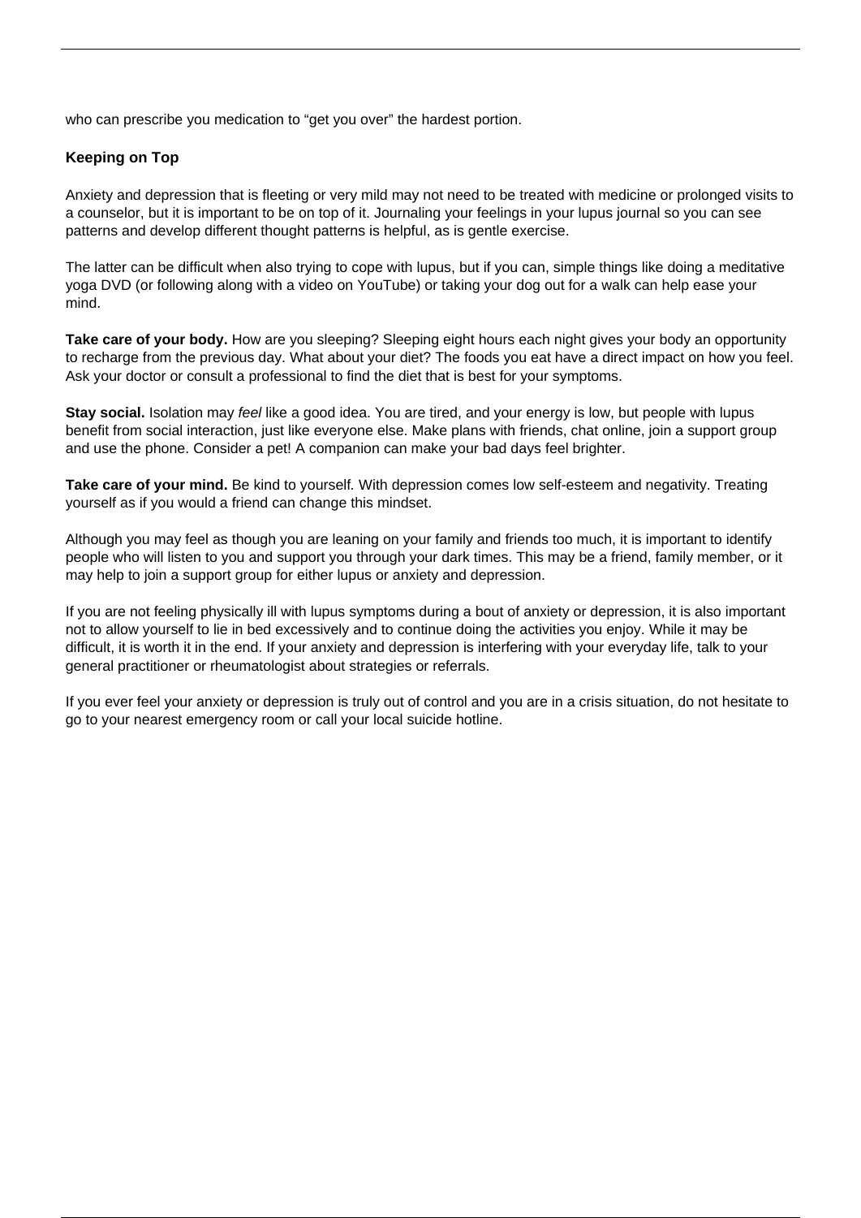who can prescribe you medication to “get you over” the hardest portion.

### Keeping on Top

Anxiety and depression that is fleeting or very mild may not need to be treated with medicine or prolonged visits to a counselor, but it is important to be on top of it. Journaling your feelings in your lupus journal so you can see patterns and develop different thought patterns is helpful, as is gentle exercise.

The latter can be difficult when also trying to cope with lupus, but if you can, simple things like doing a meditative yoga DVD (or following along with a video on YouTube) or taking your dog out for a walk can help ease your mind.

**Take care of your body.** How are you sleeping? Sleeping eight hours each night gives your body an opportunity to recharge from the previous day. What about your diet? The foods you eat have a direct impact on how you feel. Ask your doctor or consult a professional to find the diet that is best for your symptoms.

**Stay social.** Isolation may *feel* like a good idea. You are tired, and your energy is low, but people with lupus benefit from social interaction, just like everyone else. Make plans with friends, chat online, join a support group and use the phone. Consider a pet! A companion can make your bad days feel brighter.

**Take care of your mind.** Be kind to yourself. With depression comes low self-esteem and negativity. Treating yourself as if you would a friend can change this mindset.

Although you may feel as though you are leaning on your family and friends too much, it is important to identify people who will listen to you and support you through your dark times. This may be a friend, family member, or it may help to join a support group for either lupus or anxiety and depression.

If you are not feeling physically ill with lupus symptoms during a bout of anxiety or depression, it is also important not to allow yourself to lie in bed excessively and to continue doing the activities you enjoy. While it may be difficult, it is worth it in the end. If your anxiety and depression is interfering with your everyday life, talk to your general practitioner or rheumatologist about strategies or referrals.

If you ever feel your anxiety or depression is truly out of control and you are in a crisis situation, do not hesitate to go to your nearest emergency room or call your local suicide hotline.